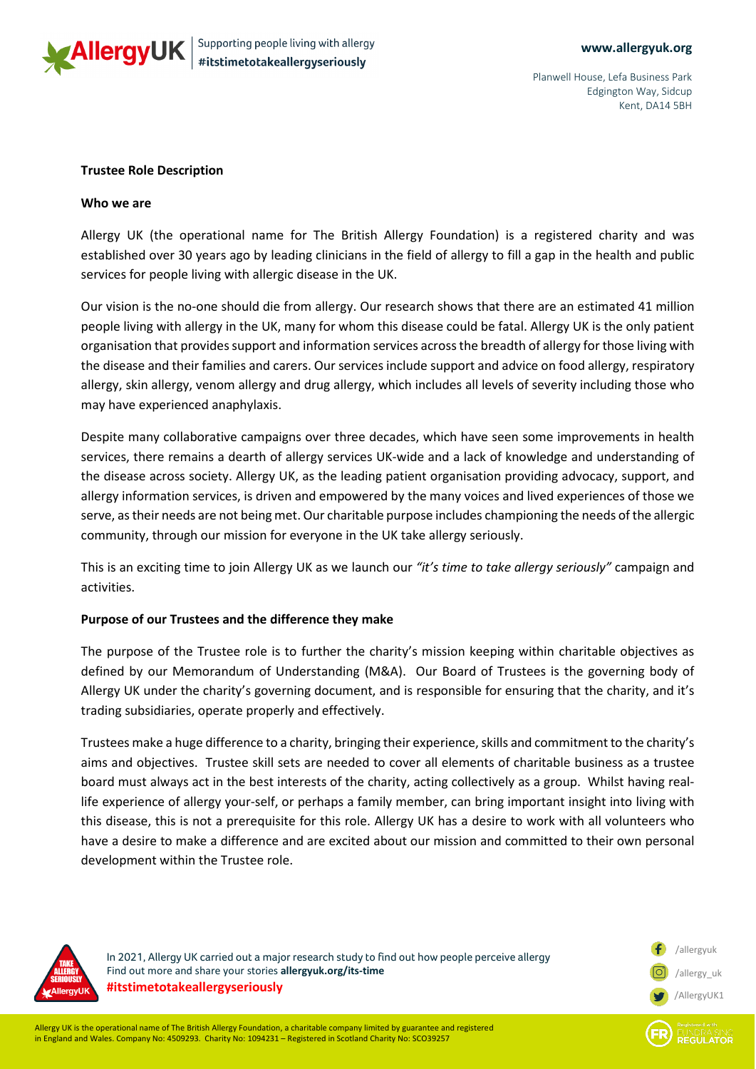**Trustee Role Description**

**Who we are**

Allergy UK (the operational name for The British Allergy Foundation) is a registered charity and was established over 30 years ago by leading clinicians in the field of allergy to fill a gap in the health and public services for people living with allergic disease in the UK.

Our vision is the no-one should die from allergy. Our research shows that there are an estimated 41 million people living with allergy in the UK, many for whom this disease could be fatal. Allergy UK is the only patient organisation that provides support and information services across the breadth of allergy for those living with the disease and their families and carers. Our services include support and advice on food allergy, respiratory allergy, skin allergy, venom allergy and drug allergy, which includes all levels of severity including those who may have experienced anaphylaxis.

Despite many collaborative campaigns over three decades, which have seen some improvements in health services, there remains a dearth of allergy services UK-wide and a lack of knowledge and understanding of the disease across society. Allergy UK, as the leading patient organisation providing advocacy, support, and allergy information services, is driven and empowered by the many voices and lived experiences of those we serve, as their needs are not being met. Our charitable purpose includes championing the needs of the allergic community, through our mission for everyone in the UK take allergy seriously.

This is an exciting time to join Allergy UK as we launch our *"it's time to take allergy seriously"* campaign and activities.

**Purpose of our Trustees and the difference they make**

The purpose of the Trustee role is to further the charity's mission keeping within charitable objectives as defined by our Memorandum of Understanding (M&A). Our Board of Trustees is the governing body of Allergy UK under the charity's governing document, and is responsible for ensuring that the charity, and it's trading subsidiaries, operate properly and effectively.

Trustees make a huge difference to a charity, bringing their experience, skills and commitment to the charity's aims and objectives. Trustee skill sets are needed to cover all elements of charitable business as a trustee board must always act in the best interests of the charity, acting collectively as a group. Whilst having real-life experience of allergy your-self, or perhaps a family member, can bring important insight into living with this disease, this is not a prerequisite for this role. Allergy UK has a desire to work with all volunteers who have a desire to make a difference and are excited about our mission and committed to their own personal development within the Trustee role.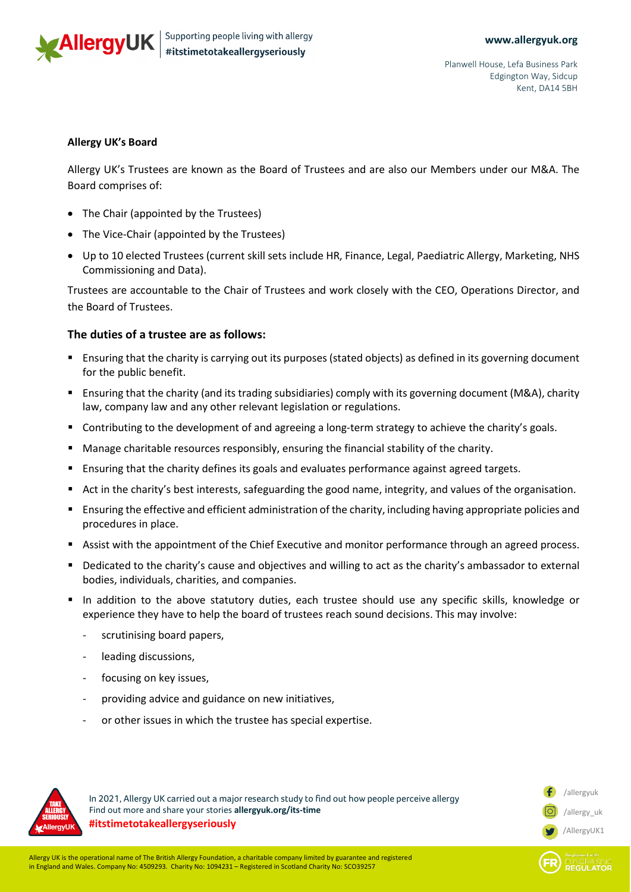**Allergy UK's Board**

Allergy UK's Trustees are known as the Board of Trustees and are also our Members under our M&A. The Board comprises of:

- The Chair (appointed by the Trustees)
- The Vice-Chair (appointed by the Trustees)
- Up to 10 elected Trustees (current skill sets include HR, Finance, Legal, Paediatric Allergy, Marketing, NHS Commissioning and Data).

Trustees are accountable to the Chair of Trustees and work closely with the CEO, Operations Director, and the Board of Trustees.

### The duties of a trustee are as follows:

- Ensuring that the charity is carrying out its purposes (stated objects) as defined in its governing document for the public benefit.
- Ensuring that the charity (and its trading subsidiaries) comply with its governing document (M&A), charity law, company law and any other relevant legislation or regulations.
- Contributing to the development of and agreeing a long-term strategy to achieve the charity's goals.
- Manage charitable resources responsibly, ensuring the financial stability of the charity.
- Ensuring that the charity defines its goals and evaluates performance against agreed targets.
- Act in the charity's best interests, safeguarding the good name, integrity, and values of the organisation.
- Ensuring the effective and efficient administration of the charity, including having appropriate policies and procedures in place.
- Assist with the appointment of the Chief Executive and monitor performance through an agreed process.
- Dedicated to the charity's cause and objectives and willing to act as the charity's ambassador to external bodies, individuals, charities, and companies.
- In addition to the above statutory duties, each trustee should use any specific skills, knowledge or experience they have to help the board of trustees reach sound decisions. This may involve:
  - scrutinising board papers,
  - leading discussions,
  - focusing on key issues,
  - providing advice and guidance on new initiatives,
  - or other issues in which the trustee has special expertise.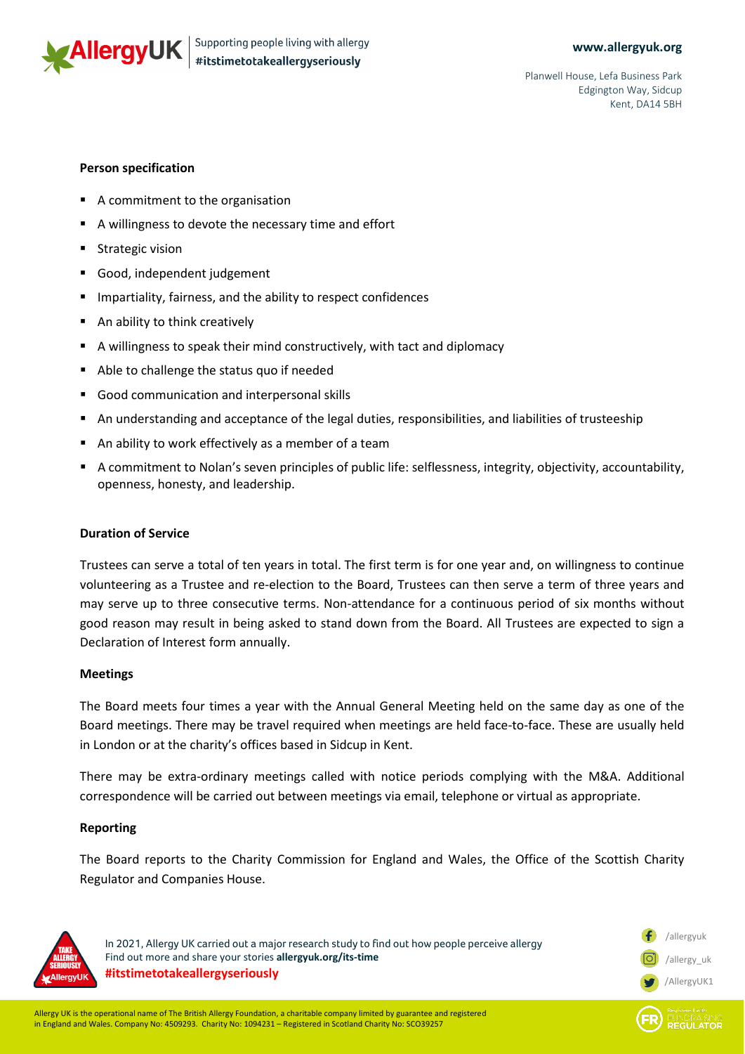**Person specification**

- A commitment to the organisation
- A willingness to devote the necessary time and effort
- Strategic vision
- Good, independent judgement
- Impartiality, fairness, and the ability to respect confidences
- An ability to think creatively
- A willingness to speak their mind constructively, with tact and diplomacy
- Able to challenge the status quo if needed
- Good communication and interpersonal skills
- An understanding and acceptance of the legal duties, responsibilities, and liabilities of trusteeship
- An ability to work effectively as a member of a team
- A commitment to Nolan's seven principles of public life: selflessness, integrity, objectivity, accountability, openness, honesty, and leadership.

**Duration of Service**

Trustees can serve a total of ten years in total. The first term is for one year and, on willingness to continue volunteering as a Trustee and re-election to the Board, Trustees can then serve a term of three years and may serve up to three consecutive terms. Non-attendance for a continuous period of six months without good reason may result in being asked to stand down from the Board. All Trustees are expected to sign a Declaration of Interest form annually.

**Meetings**

The Board meets four times a year with the Annual General Meeting held on the same day as one of the Board meetings. There may be travel required when meetings are held face-to-face. These are usually held in London or at the charity's offices based in Sidcup in Kent.

There may be extra-ordinary meetings called with notice periods complying with the M&A. Additional correspondence will be carried out between meetings via email, telephone or virtual as appropriate.

**Reporting**

The Board reports to the Charity Commission for England and Wales, the Office of the Scottish Charity Regulator and Companies House.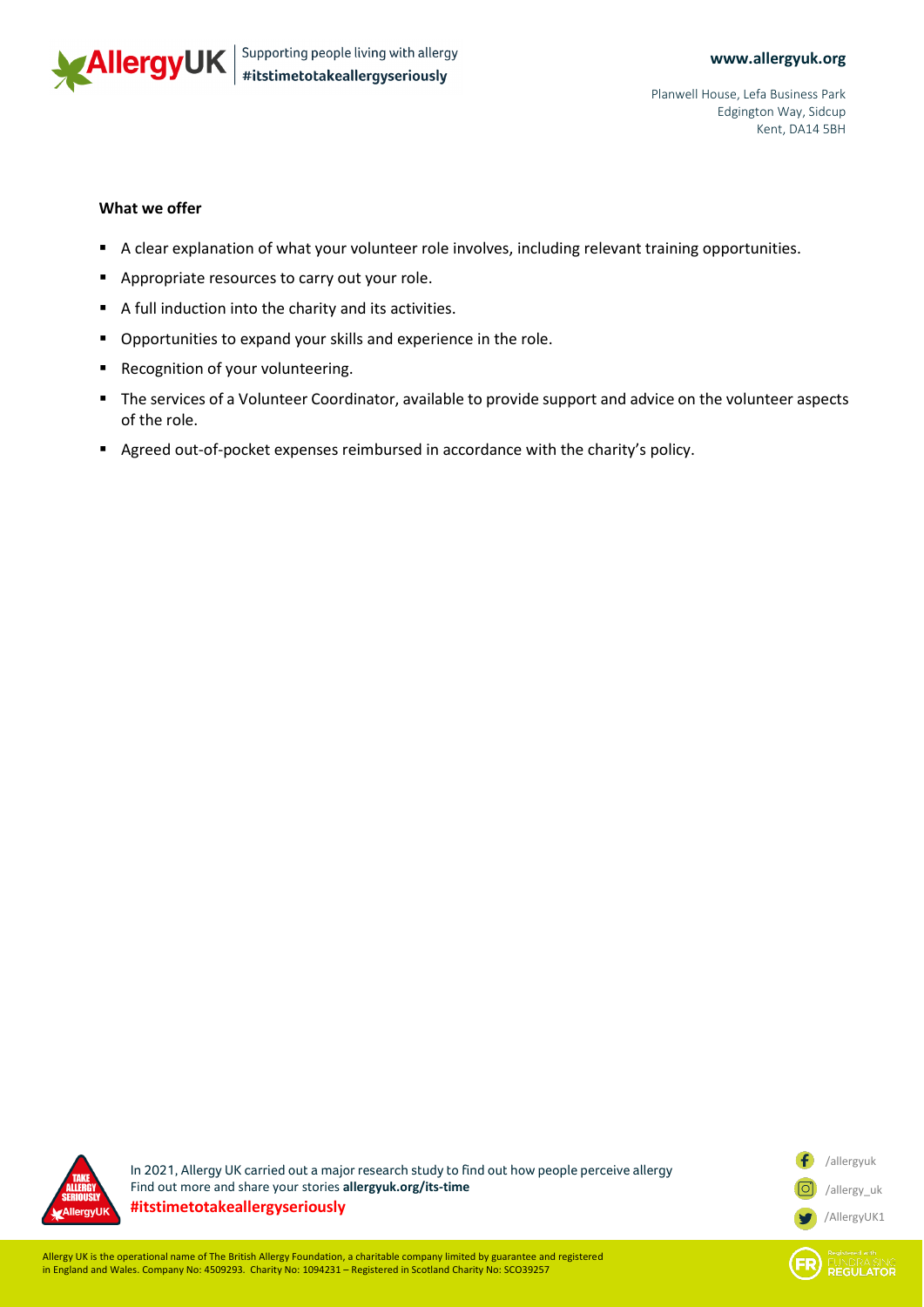**What we offer**

- A clear explanation of what your volunteer role involves, including relevant training opportunities.
- Appropriate resources to carry out your role.
- A full induction into the charity and its activities.
- Opportunities to expand your skills and experience in the role.
- Recognition of your volunteering.
- The services of a Volunteer Coordinator, available to provide support and advice on the volunteer aspects of the role.
- Agreed out-of-pocket expenses reimbursed in accordance with the charity's policy.